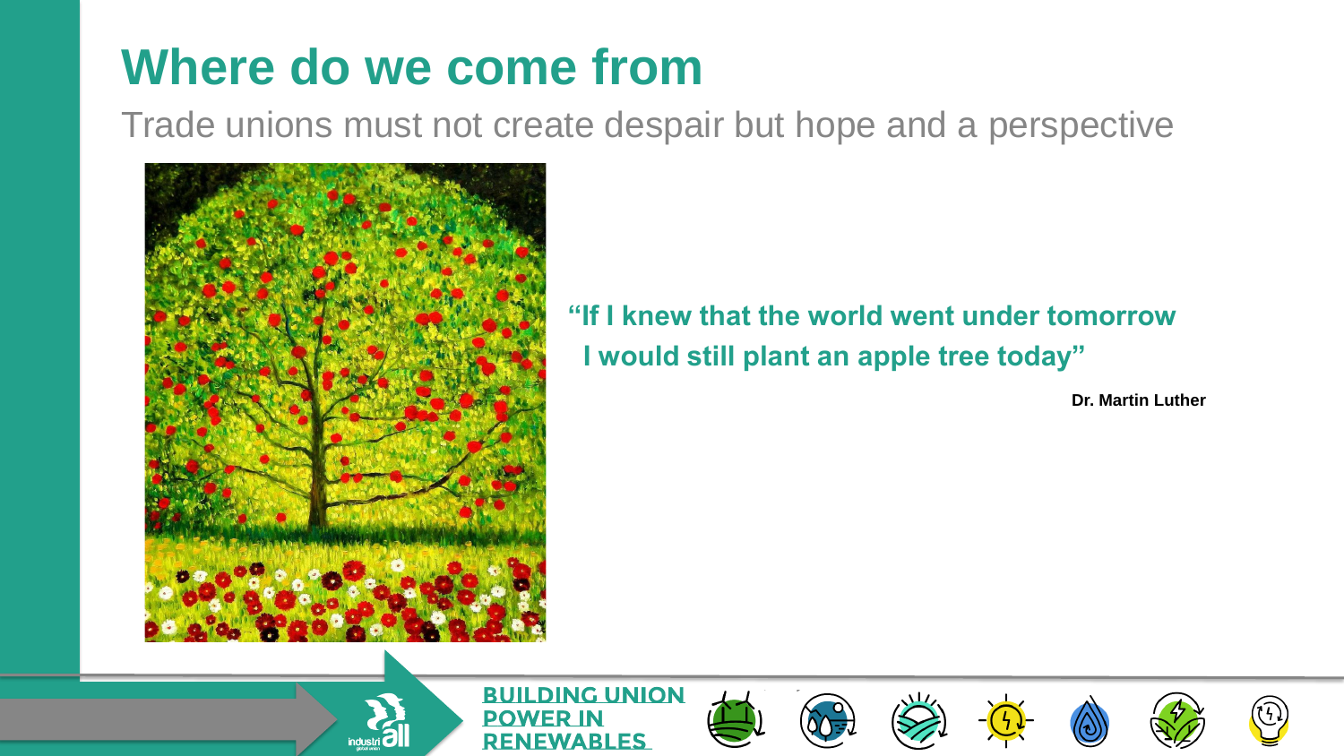# Where do we come from

Trade unions must not create despair but hope and a perspective

**"If I knew that the world went under tomorrow I would still plant an apple tree today"**

**Dr. Martin Luther**

BUILDING UNION POWER IN RENEWABLES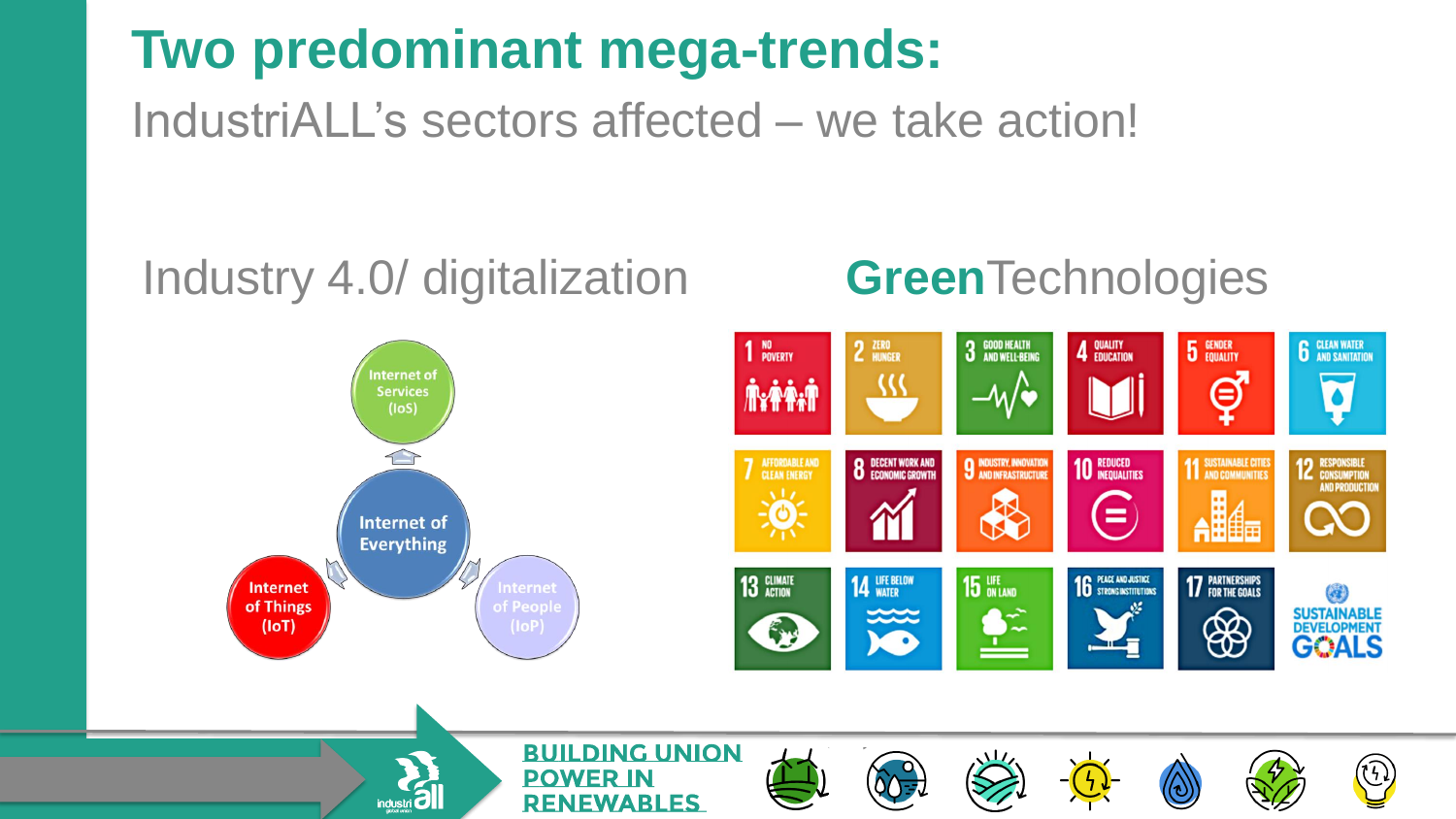# Two predominant mega-trends:

IndustriALL's sectors affected – we take action!

## Industry 4.0/ digitalization

- Internet of Services (IoS)
- Internet of Everything
- Internet of Things (IoT)
- Internet of People (IoP)

## **Green**Technologies

1. No Poverty
2. Zero Hunger
3. Good Health and Well-Being
4. Quality Education
5. Gender Equality
6. Clean Water and Sanitation
7. Affordable and Clean Energy
8. Decent Work and Economic Growth
9. Industry, Innovation and Infrastructure
10. Reduced Inequalities
11. Sustainable Cities and Communities
12. Responsible Consumption and Production
13. Climate Action
14. Life Below Water
15. Life on Land
16. Peace and Justice Strong Institutions
17. Partnerships for the Goals

SUSTAINABLE DEVELOPMENT GOALS

BUILDING UNION POWER IN RENEWABLES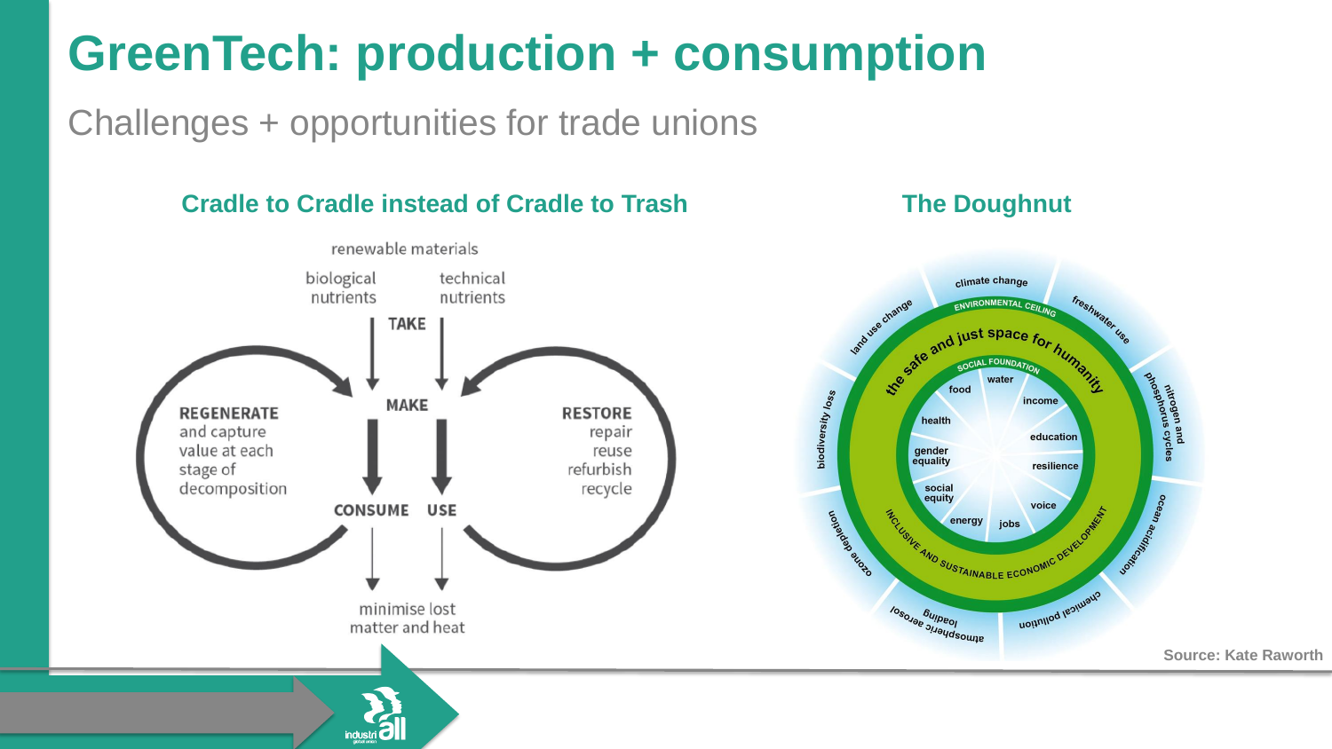# GreenTech: production + consumption

## Challenges + opportunities for trade unions

### Cradle to Cradle instead of Cradle to Trash

renewable materials

biological nutrients | technical nutrients

TAKE

MAKE

**REGENERATE** and capture value at each stage of decomposition

**RESTORE** repair reuse refurbish recycle

CONSUME | USE

minimise lost matter and heat

### The Doughnut

climate change, freshwater use, nitrogen and phosphorus cycles, ocean acidification, chemical pollution, atmospheric aerosol loading, ozone depletion, biodiversity loss, land use change

ENVIRONMENTAL CEILING

the safe and just space for humanity

SOCIAL FOUNDATION

water, income, education, resilience, voice, jobs, energy, social equity, gender equality, health, food

INCLUSIVE AND SUSTAINABLE ECONOMIC DEVELOPMENT

Source: Kate Raworth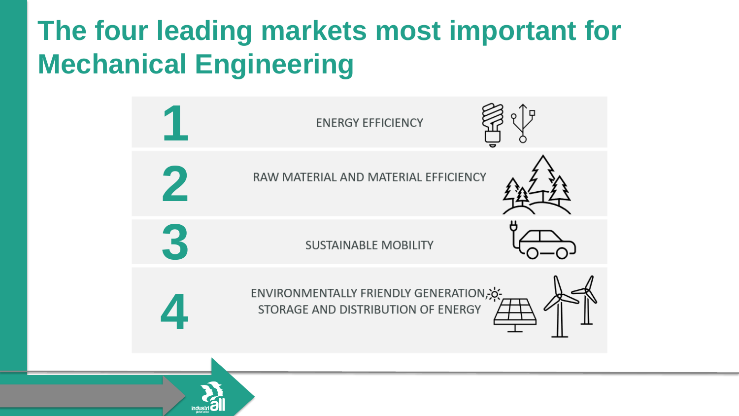# The four leading markets most important for Mechanical Engineering

1. ENERGY EFFICIENCY
2. RAW MATERIAL AND MATERIAL EFFICIENCY
3. SUSTAINABLE MOBILITY
4. ENVIRONMENTALLY FRIENDLY GENERATION, STORAGE AND DISTRIBUTION OF ENERGY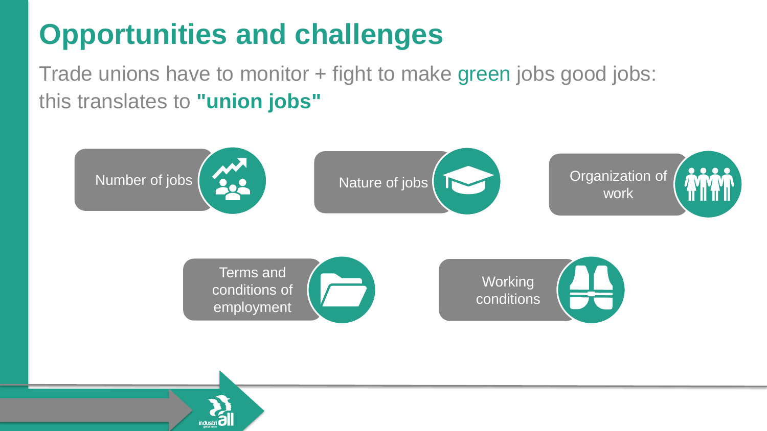# Opportunities and challenges

Trade unions have to monitor + fight to make green jobs good jobs: this translates to **"union jobs"**

- Number of jobs
- Nature of jobs
- Organization of work
- Terms and conditions of employment
- Working conditions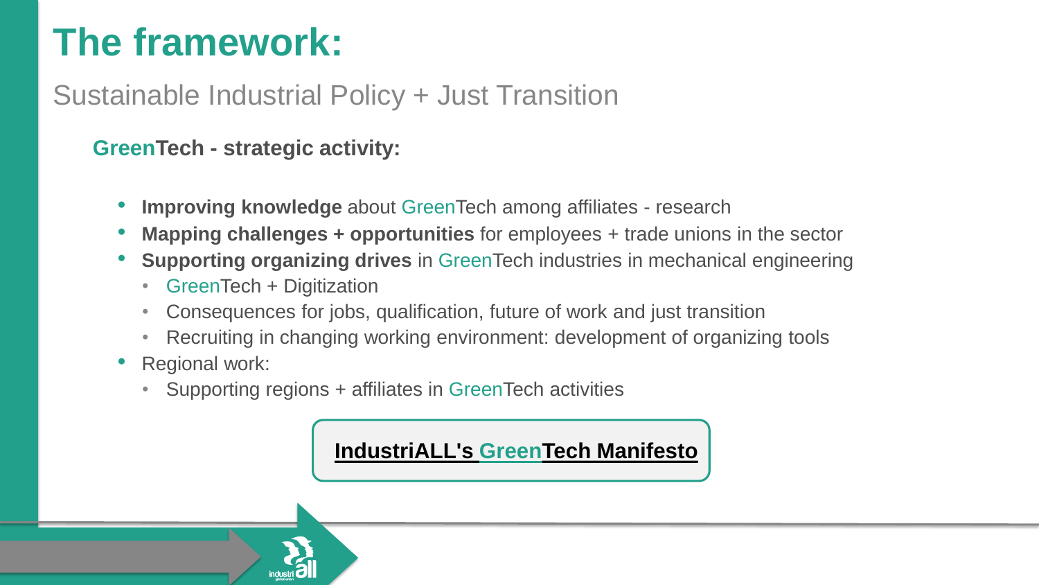# The framework:

## Sustainable Industrial Policy + Just Transition

**GreenTech - strategic activity:**

- **Improving knowledge** about GreenTech among affiliates - research
- **Mapping challenges + opportunities** for employees + trade unions in the sector
- **Supporting organizing drives** in GreenTech industries in mechanical engineering
  - GreenTech + Digitization
  - Consequences for jobs, qualification, future of work and just transition
  - Recruiting in changing working environment: development of organizing tools
- Regional work:
  - Supporting regions + affiliates in GreenTech activities

**IndustriALL's GreenTech Manifesto**